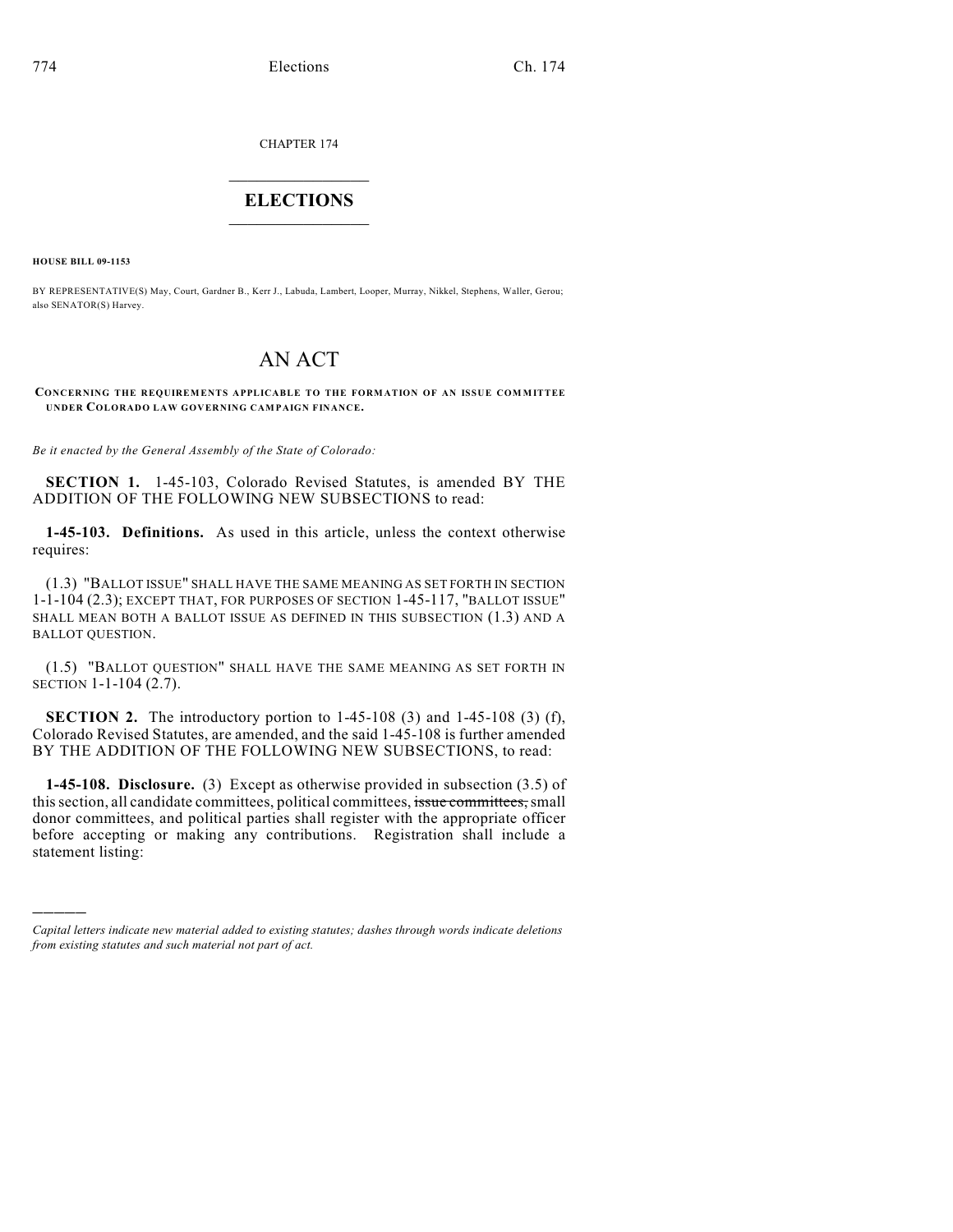CHAPTER 174

# ELECTIONS

**HOUSE BILL 09-1153**

BY REPRESENTATIVE(S) May, Court, Gardner B., Kerr J., Labuda, Lambert, Looper, Murray, Nikkel, Stephens, Waller, Gerou; also SENATOR(S) Harvey.

# AN ACT

**CONCERNING THE REQUIREMENTS APPLICABLE TO THE FORMATION OF AN ISSUE COMMITTEE UNDER COLORADO LAW GOVERNING CAMPAIGN FINANCE.**

*Be it enacted by the General Assembly of the State of Colorado:*

**SECTION 1.** 1-45-103, Colorado Revised Statutes, is amended BY THE ADDITION OF THE FOLLOWING NEW SUBSECTIONS to read:

**1-45-103. Definitions.** As used in this article, unless the context otherwise requires:

(1.3) "BALLOT ISSUE" SHALL HAVE THE SAME MEANING AS SET FORTH IN SECTION 1-1-104 (2.3); EXCEPT THAT, FOR PURPOSES OF SECTION 1-45-117, "BALLOT ISSUE" SHALL MEAN BOTH A BALLOT ISSUE AS DEFINED IN THIS SUBSECTION (1.3) AND A BALLOT QUESTION.

(1.5) "BALLOT QUESTION" SHALL HAVE THE SAME MEANING AS SET FORTH IN SECTION 1-1-104 (2.7).

**SECTION 2.** The introductory portion to 1-45-108 (3) and 1-45-108 (3) (f), Colorado Revised Statutes, are amended, and the said 1-45-108 is further amended BY THE ADDITION OF THE FOLLOWING NEW SUBSECTIONS, to read:

**1-45-108. Disclosure.** (3) Except as otherwise provided in subsection (3.5) of this section, all candidate committees, political committees, ~~issue committees,~~ small donor committees, and political parties shall register with the appropriate officer before accepting or making any contributions. Registration shall include a statement listing:

---

*Capital letters indicate new material added to existing statutes; dashes through words indicate deletions from existing statutes and such material not part of act.*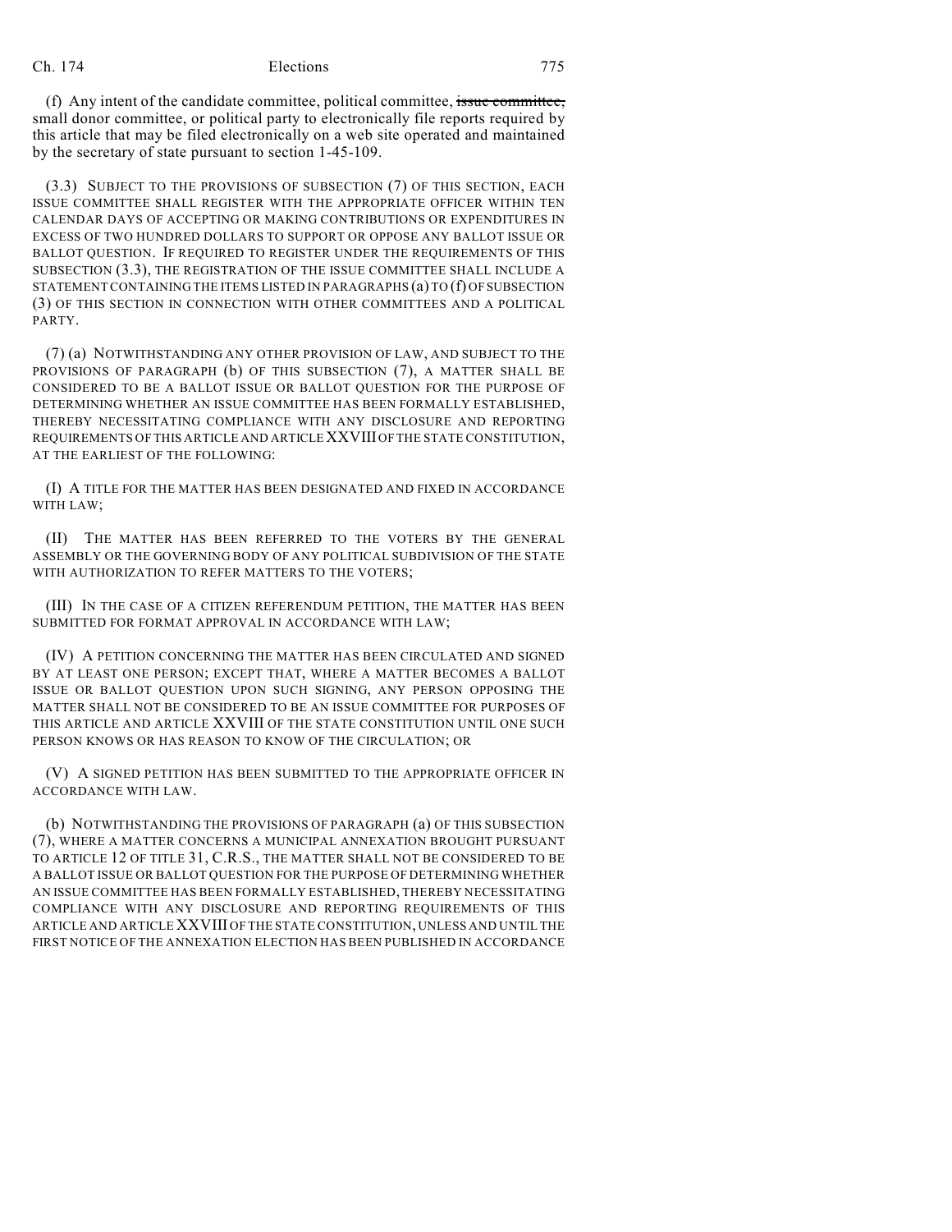(f) Any intent of the candidate committee, political committee, ~~issue committee,~~ small donor committee, or political party to electronically file reports required by this article that may be filed electronically on a web site operated and maintained by the secretary of state pursuant to section 1-45-109.

(3.3) SUBJECT TO THE PROVISIONS OF SUBSECTION (7) OF THIS SECTION, EACH ISSUE COMMITTEE SHALL REGISTER WITH THE APPROPRIATE OFFICER WITHIN TEN CALENDAR DAYS OF ACCEPTING OR MAKING CONTRIBUTIONS OR EXPENDITURES IN EXCESS OF TWO HUNDRED DOLLARS TO SUPPORT OR OPPOSE ANY BALLOT ISSUE OR BALLOT QUESTION. IF REQUIRED TO REGISTER UNDER THE REQUIREMENTS OF THIS SUBSECTION (3.3), THE REGISTRATION OF THE ISSUE COMMITTEE SHALL INCLUDE A STATEMENT CONTAINING THE ITEMS LISTED IN PARAGRAPHS (a) TO (f) OF SUBSECTION (3) OF THIS SECTION IN CONNECTION WITH OTHER COMMITTEES AND A POLITICAL PARTY.

(7) (a) NOTWITHSTANDING ANY OTHER PROVISION OF LAW, AND SUBJECT TO THE PROVISIONS OF PARAGRAPH (b) OF THIS SUBSECTION (7), A MATTER SHALL BE CONSIDERED TO BE A BALLOT ISSUE OR BALLOT QUESTION FOR THE PURPOSE OF DETERMINING WHETHER AN ISSUE COMMITTEE HAS BEEN FORMALLY ESTABLISHED, THEREBY NECESSITATING COMPLIANCE WITH ANY DISCLOSURE AND REPORTING REQUIREMENTS OF THIS ARTICLE AND ARTICLE XXVIII OF THE STATE CONSTITUTION, AT THE EARLIEST OF THE FOLLOWING:

(I) A TITLE FOR THE MATTER HAS BEEN DESIGNATED AND FIXED IN ACCORDANCE WITH LAW;

(II) THE MATTER HAS BEEN REFERRED TO THE VOTERS BY THE GENERAL ASSEMBLY OR THE GOVERNING BODY OF ANY POLITICAL SUBDIVISION OF THE STATE WITH AUTHORIZATION TO REFER MATTERS TO THE VOTERS;

(III) IN THE CASE OF A CITIZEN REFERENDUM PETITION, THE MATTER HAS BEEN SUBMITTED FOR FORMAT APPROVAL IN ACCORDANCE WITH LAW;

(IV) A PETITION CONCERNING THE MATTER HAS BEEN CIRCULATED AND SIGNED BY AT LEAST ONE PERSON; EXCEPT THAT, WHERE A MATTER BECOMES A BALLOT ISSUE OR BALLOT QUESTION UPON SUCH SIGNING, ANY PERSON OPPOSING THE MATTER SHALL NOT BE CONSIDERED TO BE AN ISSUE COMMITTEE FOR PURPOSES OF THIS ARTICLE AND ARTICLE XXVIII OF THE STATE CONSTITUTION UNTIL ONE SUCH PERSON KNOWS OR HAS REASON TO KNOW OF THE CIRCULATION; OR

(V) A SIGNED PETITION HAS BEEN SUBMITTED TO THE APPROPRIATE OFFICER IN ACCORDANCE WITH LAW.

(b) NOTWITHSTANDING THE PROVISIONS OF PARAGRAPH (a) OF THIS SUBSECTION (7), WHERE A MATTER CONCERNS A MUNICIPAL ANNEXATION BROUGHT PURSUANT TO ARTICLE 12 OF TITLE 31, C.R.S., THE MATTER SHALL NOT BE CONSIDERED TO BE A BALLOT ISSUE OR BALLOT QUESTION FOR THE PURPOSE OF DETERMINING WHETHER AN ISSUE COMMITTEE HAS BEEN FORMALLY ESTABLISHED, THEREBY NECESSITATING COMPLIANCE WITH ANY DISCLOSURE AND REPORTING REQUIREMENTS OF THIS ARTICLE AND ARTICLE XXVIII OF THE STATE CONSTITUTION, UNLESS AND UNTIL THE FIRST NOTICE OF THE ANNEXATION ELECTION HAS BEEN PUBLISHED IN ACCORDANCE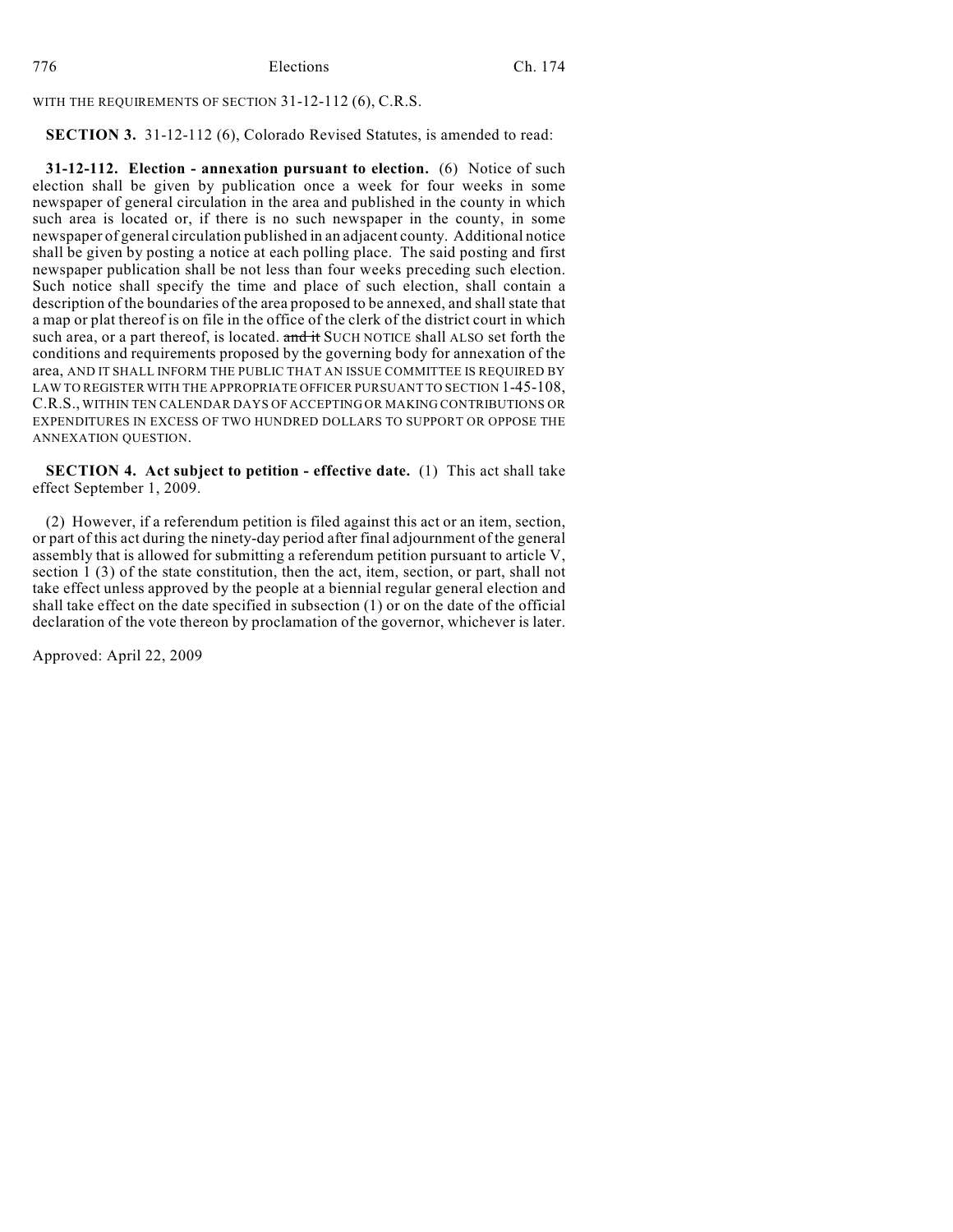WITH THE REQUIREMENTS OF SECTION 31-12-112 (6), C.R.S.

**SECTION 3.** 31-12-112 (6), Colorado Revised Statutes, is amended to read:

**31-12-112. Election - annexation pursuant to election.** (6) Notice of such election shall be given by publication once a week for four weeks in some newspaper of general circulation in the area and published in the county in which such area is located or, if there is no such newspaper in the county, in some newspaper of general circulation published in an adjacent county. Additional notice shall be given by posting a notice at each polling place. The said posting and first newspaper publication shall be not less than four weeks preceding such election. Such notice shall specify the time and place of such election, shall contain a description of the boundaries of the area proposed to be annexed, and shall state that a map or plat thereof is on file in the office of the clerk of the district court in which such area, or a part thereof, is located. ~~and it~~ SUCH NOTICE shall ALSO set forth the conditions and requirements proposed by the governing body for annexation of the area, AND IT SHALL INFORM THE PUBLIC THAT AN ISSUE COMMITTEE IS REQUIRED BY LAW TO REGISTER WITH THE APPROPRIATE OFFICER PURSUANT TO SECTION 1-45-108, C.R.S., WITHIN TEN CALENDAR DAYS OF ACCEPTING OR MAKING CONTRIBUTIONS OR EXPENDITURES IN EXCESS OF TWO HUNDRED DOLLARS TO SUPPORT OR OPPOSE THE ANNEXATION QUESTION.

**SECTION 4. Act subject to petition - effective date.** (1) This act shall take effect September 1, 2009.

(2) However, if a referendum petition is filed against this act or an item, section, or part of this act during the ninety-day period after final adjournment of the general assembly that is allowed for submitting a referendum petition pursuant to article V, section 1 (3) of the state constitution, then the act, item, section, or part, shall not take effect unless approved by the people at a biennial regular general election and shall take effect on the date specified in subsection (1) or on the date of the official declaration of the vote thereon by proclamation of the governor, whichever is later.

Approved: April 22, 2009